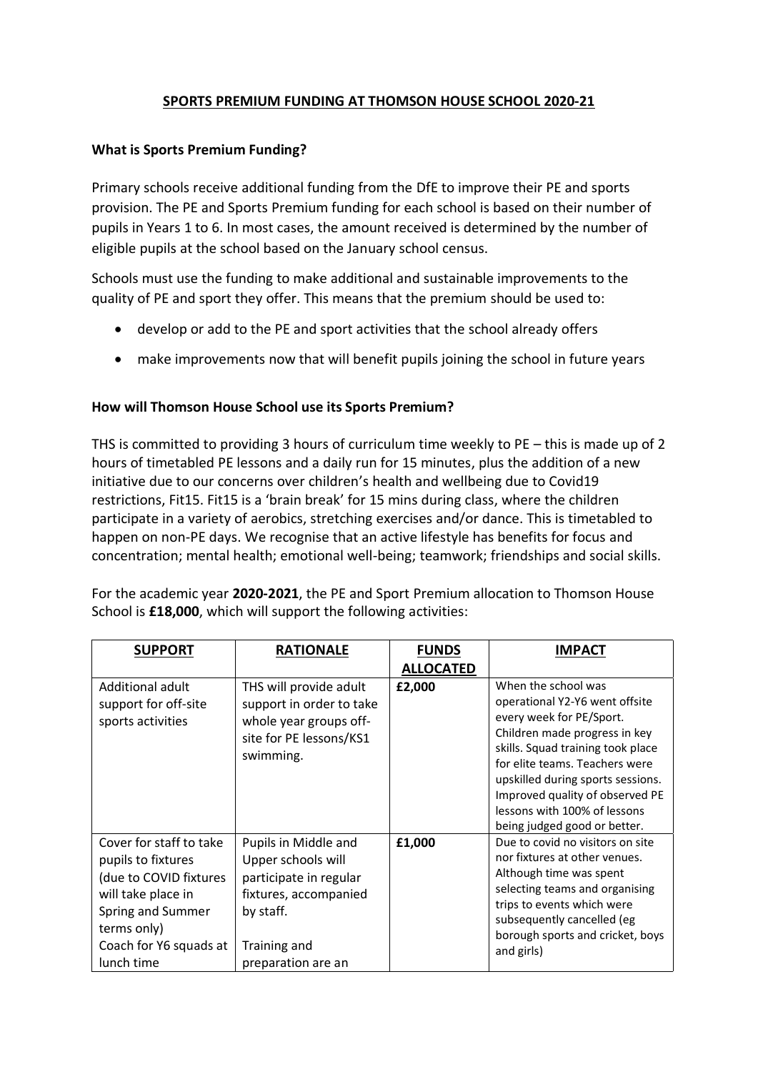# SPORTS PREMIUM FUNDING AT THOMSON HOUSE SCHOOL 2020-21

## What is Sports Premium Funding?

Primary schools receive additional funding from the DfE to improve their PE and sports provision. The PE and Sports Premium funding for each school is based on their number of pupils in Years 1 to 6. In most cases, the amount received is determined by the number of eligible pupils at the school based on the January school census.

Schools must use the funding to make additional and sustainable improvements to the quality of PE and sport they offer. This means that the premium should be used to:

- develop or add to the PE and sport activities that the school already offers
- make improvements now that will benefit pupils joining the school in future years

## How will Thomson House School use its Sports Premium?

THS is committed to providing 3 hours of curriculum time weekly to PE – this is made up of 2 hours of timetabled PE lessons and a daily run for 15 minutes, plus the addition of a new initiative due to our concerns over children's health and wellbeing due to Covid19 restrictions, Fit15. Fit15 is a 'brain break' for 15 mins during class, where the children participate in a variety of aerobics, stretching exercises and/or dance. This is timetabled to happen on non-PE days. We recognise that an active lifestyle has benefits for focus and concentration; mental health; emotional well-being; teamwork; friendships and social skills.

For the academic year **2020-2021**, the PE and Sport Premium allocation to Thomson House School is **£18,000**, which will support the following activities:

| SUPPORT | RATIONALE | FUNDS ALLOCATED | IMPACT |
|---|---|---|---|
| Additional adult support for off-site sports activities | THS will provide adult support in order to take whole year groups off-site for PE lessons/KS1 swimming. | **£2,000** | When the school was operational Y2-Y6 went offsite every week for PE/Sport. Children made progress in key skills. Squad training took place for elite teams. Teachers were upskilled during sports sessions. Improved quality of observed PE lessons with 100% of lessons being judged good or better. |
| Cover for staff to take pupils to fixtures (due to COVID fixtures will take place in Spring and Summer terms only)<br>Coach for Y6 squads at lunch time | Pupils in Middle and Upper schools will participate in regular fixtures, accompanied by staff.<br><br>Training and preparation are an | **£1,000** | Due to covid no visitors on site nor fixtures at other venues. Although time was spent selecting teams and organising trips to events which were subsequently cancelled (eg borough sports and cricket, boys and girls) |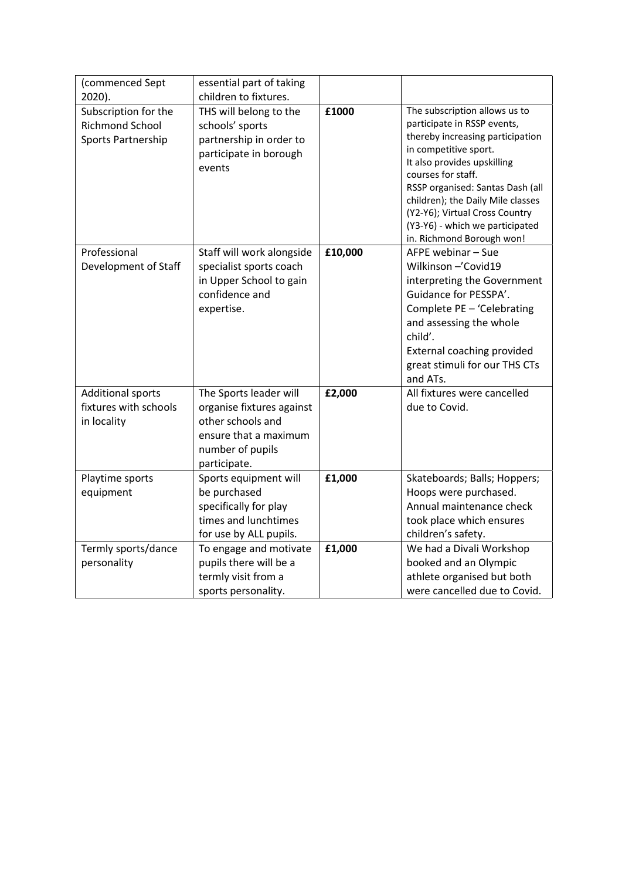| | | | |
|---|---|---|---|
| (commenced Sept 2020). | essential part of taking children to fixtures. | | |
| Subscription for the Richmond School Sports Partnership | THS will belong to the schools' sports partnership in order to participate in borough events | **£1000** | The subscription allows us to participate in RSSP events, thereby increasing participation in competitive sport. It also provides upskilling courses for staff. RSSP organised: Santas Dash (all children); the Daily Mile classes (Y2-Y6); Virtual Cross Country (Y3-Y6) - which we participated in. Richmond Borough won! |
| Professional Development of Staff | Staff will work alongside specialist sports coach in Upper School to gain confidence and expertise. | **£10,000** | AFPE webinar – Sue Wilkinson –'Covid19 interpreting the Government Guidance for PESSPA'. Complete PE – 'Celebrating and assessing the whole child'. External coaching provided great stimuli for our THS CTs and ATs. |
| Additional sports fixtures with schools in locality | The Sports leader will organise fixtures against other schools and ensure that a maximum number of pupils participate. | **£2,000** | All fixtures were cancelled due to Covid. |
| Playtime sports equipment | Sports equipment will be purchased specifically for play times and lunchtimes for use by ALL pupils. | **£1,000** | Skateboards; Balls; Hoppers; Hoops were purchased. Annual maintenance check took place which ensures children's safety. |
| Termly sports/dance personality | To engage and motivate pupils there will be a termly visit from a sports personality. | **£1,000** | We had a Divali Workshop booked and an Olympic athlete organised but both were cancelled due to Covid. |